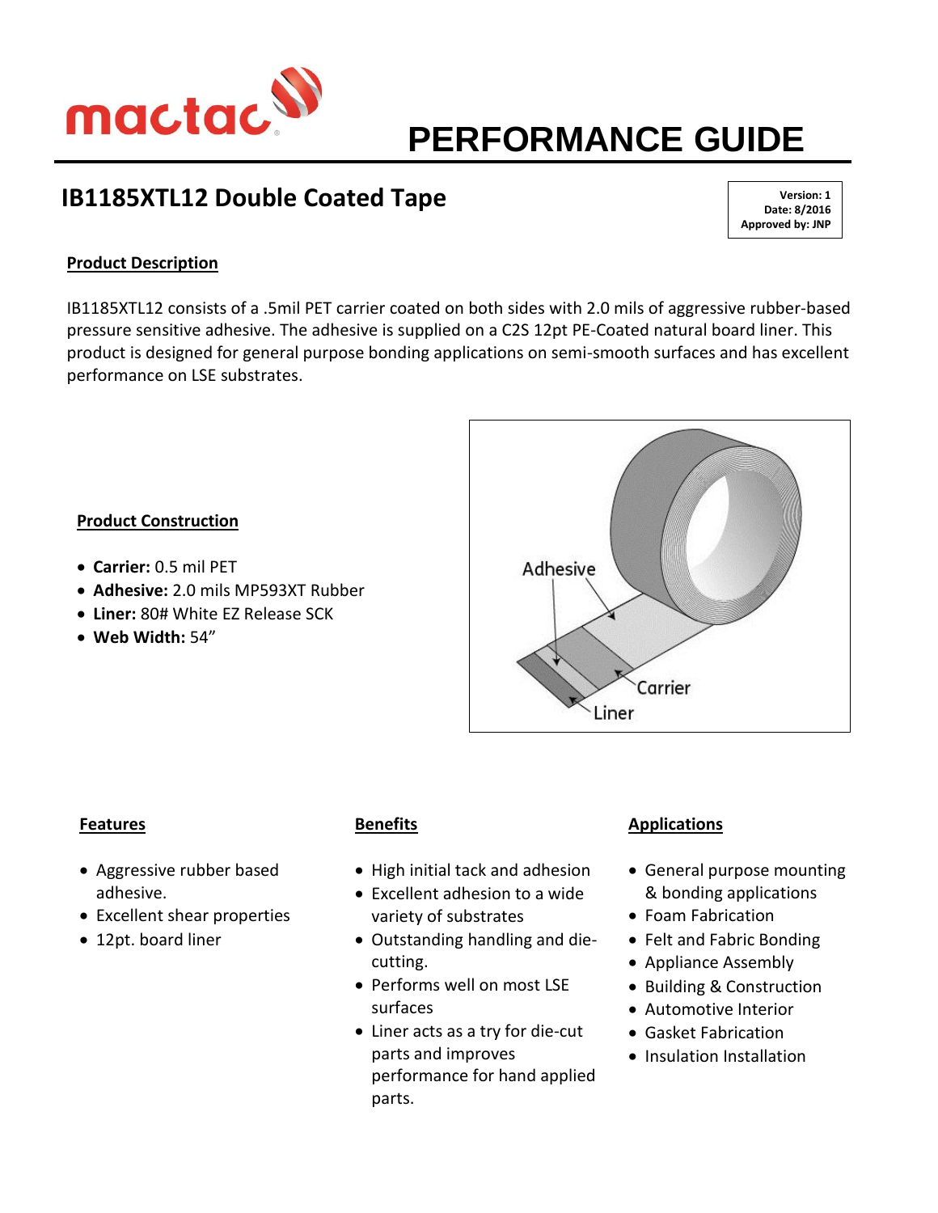# PERFORMANCE GUIDE

## IB1185XTL12 Double Coated Tape

**Version: 1**
**Date: 8/2016**
**Approved by: JNP**

### Product Description

IB1185XTL12 consists of a .5mil PET carrier coated on both sides with 2.0 mils of aggressive rubber-based pressure sensitive adhesive. The adhesive is supplied on a C2S 12pt PE-Coated natural board liner. This product is designed for general purpose bonding applications on semi-smooth surfaces and has excellent performance on LSE substrates.

### Product Construction

- **Carrier:** 0.5 mil PET
- **Adhesive:** 2.0 mils MP593XT Rubber
- **Liner:** 80# White EZ Release SCK
- **Web Width:** 54"

Adhesive

Carrier

Liner

### Features

- Aggressive rubber based adhesive.
- Excellent shear properties
- 12pt. board liner

### Benefits

- High initial tack and adhesion
- Excellent adhesion to a wide variety of substrates
- Outstanding handling and die-cutting.
- Performs well on most LSE surfaces
- Liner acts as a try for die-cut parts and improves performance for hand applied parts.

### Applications

- General purpose mounting & bonding applications
- Foam Fabrication
- Felt and Fabric Bonding
- Appliance Assembly
- Building & Construction
- Automotive Interior
- Gasket Fabrication
- Insulation Installation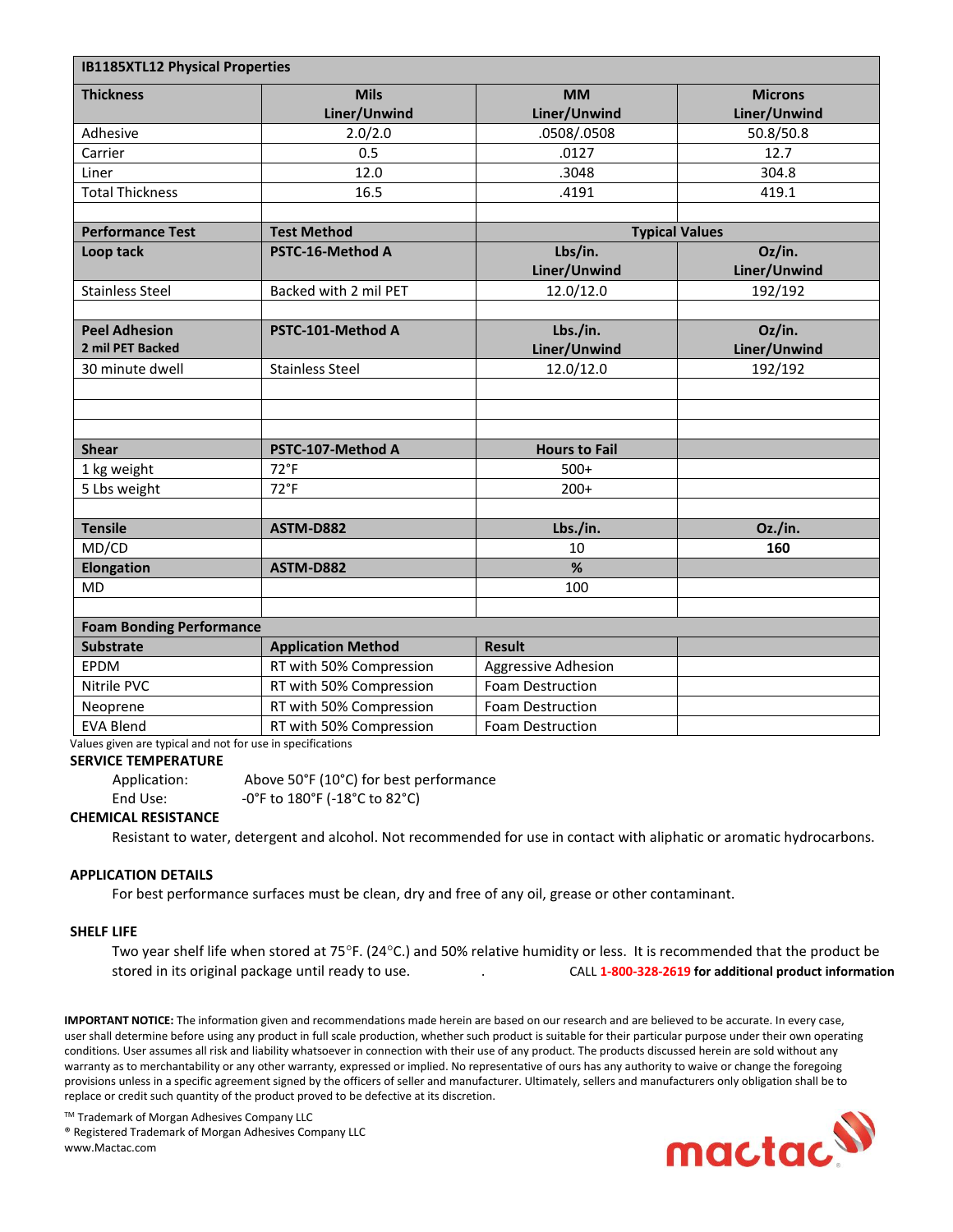| IB1185XTL12 Physical Properties | | | |
|---|---|---|---|
| **Thickness** | **Mils Liner/Unwind** | **MM Liner/Unwind** | **Microns Liner/Unwind** |
| Adhesive | 2.0/2.0 | .0508/.0508 | 50.8/50.8 |
| Carrier | 0.5 | .0127 | 12.7 |
| Liner | 12.0 | .3048 | 304.8 |
| Total Thickness | 16.5 | .4191 | 419.1 |
| | | | |
| **Performance Test** | **Test Method** | **Typical Values** | |
| **Loop tack** | **PSTC-16-Method A** | **Lbs/in. Liner/Unwind** | **Oz/in. Liner/Unwind** |
| Stainless Steel | Backed with 2 mil PET | 12.0/12.0 | 192/192 |
| | | | |
| **Peel Adhesion** **2 mil PET Backed** | **PSTC-101-Method A** | **Lbs./in. Liner/Unwind** | **Oz/in. Liner/Unwind** |
| 30 minute dwell | Stainless Steel | 12.0/12.0 | 192/192 |
| | | | |
| | | | |
| | | | |
| **Shear** | **PSTC-107-Method A** | **Hours to Fail** | |
| 1 kg weight | 72°F | 500+ | |
| 5 Lbs weight | 72°F | 200+ | |
| | | | |
| **Tensile** | **ASTM-D882** | **Lbs./in.** | **Oz./in.** |
| MD/CD | | 10 | **160** |
| **Elongation** | **ASTM-D882** | **%** | |
| MD | | 100 | |
| | | | |
| **Foam Bonding Performance** | | | |
| **Substrate** | **Application Method** | **Result** | |
| EPDM | RT with 50% Compression | Aggressive Adhesion | |
| Nitrile PVC | RT with 50% Compression | Foam Destruction | |
| Neoprene | RT with 50% Compression | Foam Destruction | |
| EVA Blend | RT with 50% Compression | Foam Destruction | |

Values given are typical and not for use in specifications

**SERVICE TEMPERATURE**

Application: Above 50°F (10°C) for best performance

End Use: -0°F to 180°F (-18°C to 82°C)

**CHEMICAL RESISTANCE**

Resistant to water, detergent and alcohol. Not recommended for use in contact with aliphatic or aromatic hydrocarbons.

**APPLICATION DETAILS**

For best performance surfaces must be clean, dry and free of any oil, grease or other contaminant.

**SHELF LIFE**

Two year shelf life when stored at 75°F. (24°C.) and 50% relative humidity or less. It is recommended that the product be stored in its original package until ready to use.

CALL **1-800-328-2619 for additional product information**

**IMPORTANT NOTICE:** The information given and recommendations made herein are based on our research and are believed to be accurate. In every case, user shall determine before using any product in full scale production, whether such product is suitable for their particular purpose under their own operating conditions. User assumes all risk and liability whatsoever in connection with their use of any product. The products discussed herein are sold without any warranty as to merchantability or any other warranty, expressed or implied. No representative of ours has any authority to waive or change the foregoing provisions unless in a specific agreement signed by the officers of seller and manufacturer. Ultimately, sellers and manufacturers only obligation shall be to replace or credit such quantity of the product proved to be defective at its discretion.

™ Trademark of Morgan Adhesives Company LLC

® Registered Trademark of Morgan Adhesives Company LLC

www.Mactac.com

mactac